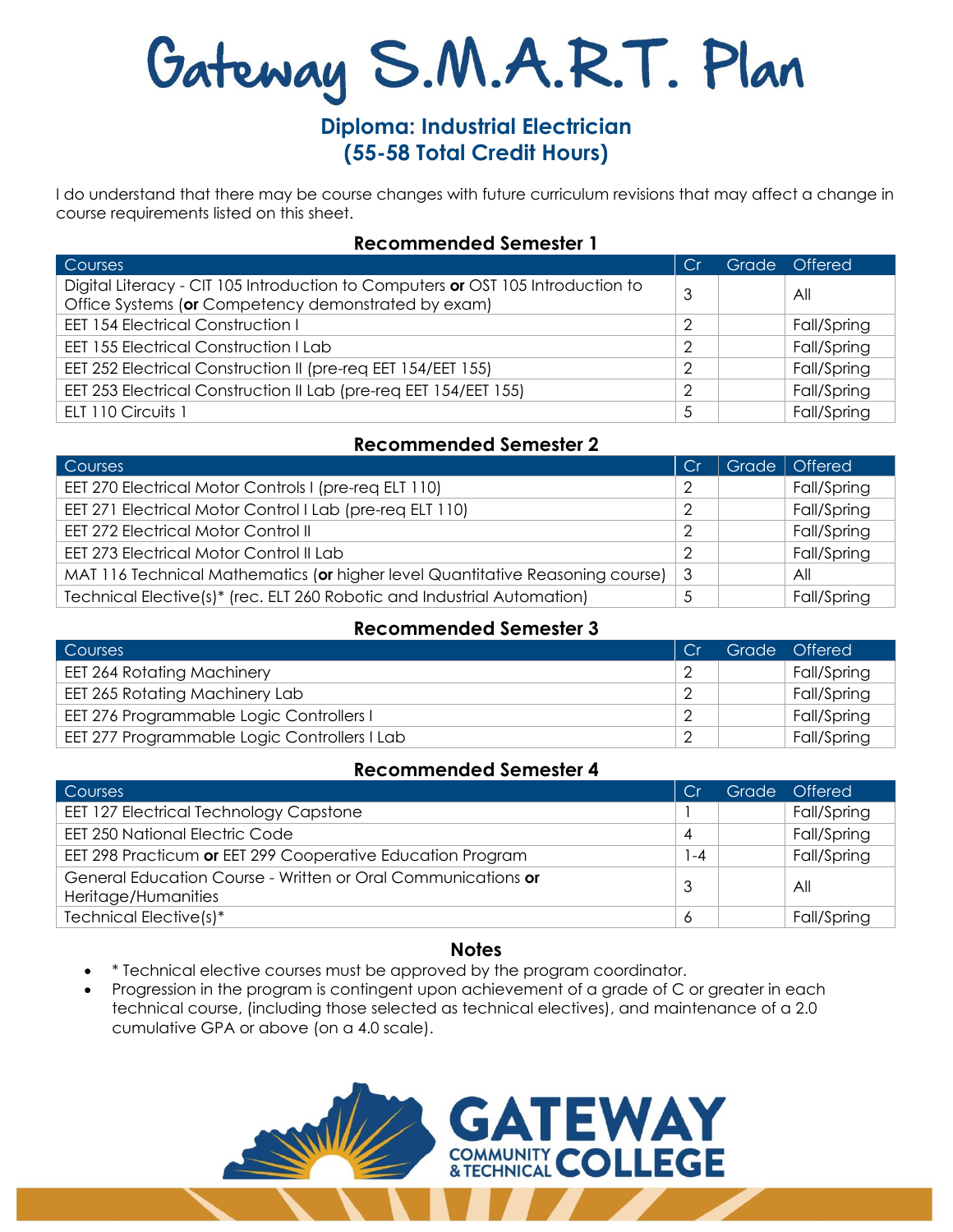# Gateway S.M.A.R.T. Plan

## Diploma: Industrial Electrician
## (55-58 Total Credit Hours)

I do understand that there may be course changes with future curriculum revisions that may affect a change in course requirements listed on this sheet.

### Recommended Semester 1

| Courses | Cr | Grade | Offered |
|---|---|---|---|
| Digital Literacy - CIT 105 Introduction to Computers **or** OST 105 Introduction to Office Systems (**or** Competency demonstrated by exam) | 3 | | All |
| EET 154 Electrical Construction I | 2 | | Fall/Spring |
| EET 155 Electrical Construction I Lab | 2 | | Fall/Spring |
| EET 252 Electrical Construction II (pre-req EET 154/EET 155) | 2 | | Fall/Spring |
| EET 253 Electrical Construction II Lab (pre-req EET 154/EET 155) | 2 | | Fall/Spring |
| ELT 110 Circuits 1 | 5 | | Fall/Spring |

### Recommended Semester 2

| Courses | Cr | Grade | Offered |
|---|---|---|---|
| EET 270 Electrical Motor Controls I (pre-req ELT 110) | 2 | | Fall/Spring |
| EET 271 Electrical Motor Control I Lab (pre-req ELT 110) | 2 | | Fall/Spring |
| EET 272 Electrical Motor Control II | 2 | | Fall/Spring |
| EET 273 Electrical Motor Control II Lab | 2 | | Fall/Spring |
| MAT 116 Technical Mathematics (**or** higher level Quantitative Reasoning course) | 3 | | All |
| Technical Elective(s)* (rec. ELT 260 Robotic and Industrial Automation) | 5 | | Fall/Spring |

### Recommended Semester 3

| Courses | Cr | Grade | Offered |
|---|---|---|---|
| EET 264 Rotating Machinery | 2 | | Fall/Spring |
| EET 265 Rotating Machinery Lab | 2 | | Fall/Spring |
| EET 276 Programmable Logic Controllers I | 2 | | Fall/Spring |
| EET 277 Programmable Logic Controllers I Lab | 2 | | Fall/Spring |

### Recommended Semester 4

| Courses | Cr | Grade | Offered |
|---|---|---|---|
| EET 127 Electrical Technology Capstone | 1 | | Fall/Spring |
| EET 250 National Electric Code | 4 | | Fall/Spring |
| EET 298 Practicum **or** EET 299 Cooperative Education Program | 1-4 | | Fall/Spring |
| General Education Course - Written or Oral Communications **or** Heritage/Humanities | 3 | | All |
| Technical Elective(s)* | 6 | | Fall/Spring |

### Notes

- * Technical elective courses must be approved by the program coordinator.
- Progression in the program is contingent upon achievement of a grade of C or greater in each technical course, (including those selected as technical electives), and maintenance of a 2.0 cumulative GPA or above (on a 4.0 scale).

GATEWAY COMMUNITY & TECHNICAL COLLEGE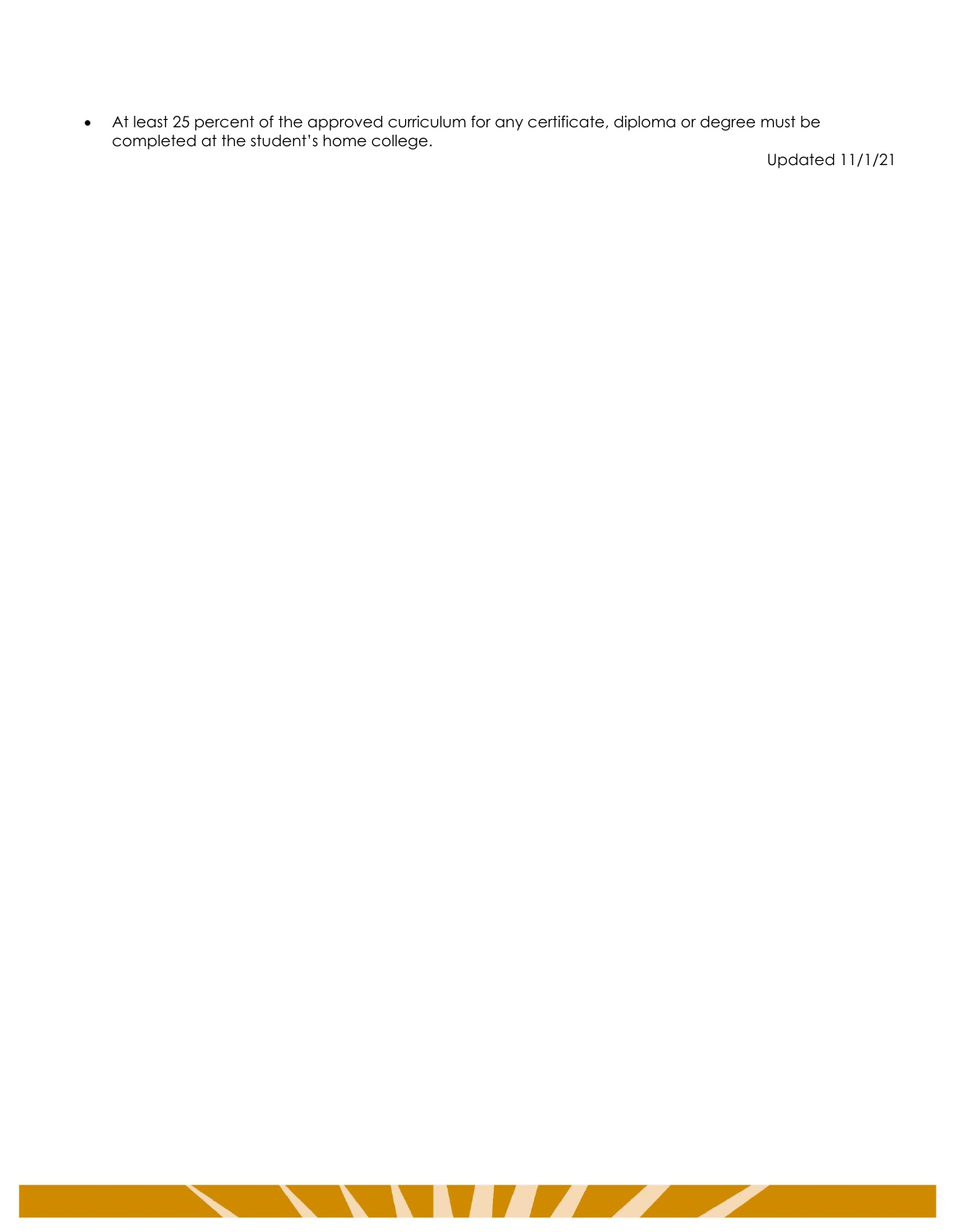- At least 25 percent of the approved curriculum for any certificate, diploma or degree must be completed at the student's home college.

Updated 11/1/21